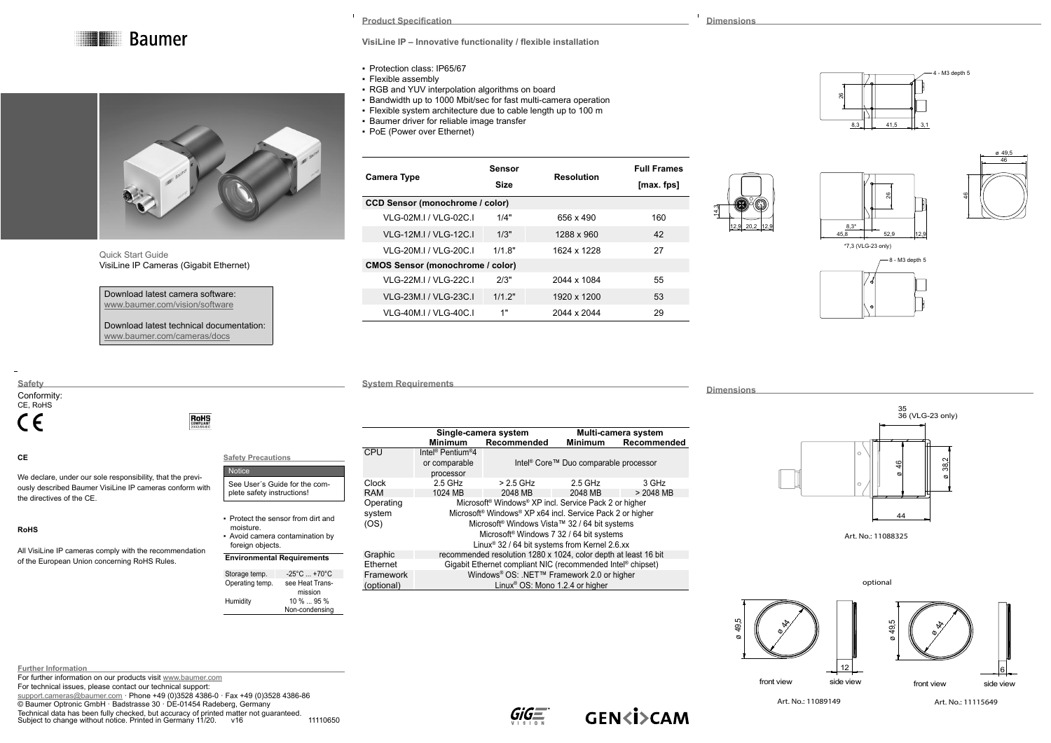# Baumer

Quick Start Guide
VisiLine IP Cameras (Gigabit Ethernet)

Download latest camera software:
www.baumer.com/vision/software

Download latest technical documentation:
www.baumer.com/cameras/docs

## Product Specification

**VisiLine IP – Innovative functionality / flexible installation**

- Protection class: IP65/67
- Flexible assembly
- RGB and YUV interpolation algorithms on board
- Bandwidth up to 1000 Mbit/sec for fast multi-camera operation
- Flexible system architecture due to cable length up to 100 m
- Baumer driver for reliable image transfer
- PoE (Power over Ethernet)

| Camera Type | Sensor Size | Resolution | Full Frames [max. fps] |
|---|---|---|---|
| **CCD Sensor (monochrome / color)** | | | |
| VLG-02M.I / VLG-02C.I | 1/4" | 656 x 490 | 160 |
| VLG-12M.I / VLG-12C.I | 1/3" | 1288 x 960 | 42 |
| VLG-20M.I / VLG-20C.I | 1/1.8" | 1624 x 1228 | 27 |
| **CMOS Sensor (monochrome / color)** | | | |
| VLG-22M.I / VLG-22C.I | 2/3" | 2044 x 1084 | 55 |
| VLG-23M.I / VLG-23C.I | 1/1.2" | 1920 x 1200 | 53 |
| VLG-40M.I / VLG-40C.I | 1" | 2044 x 2044 | 29 |

## Dimensions

4 - M3 depth 5

26

8,3 | 41,5 | 3,1

14,3

12,9 | 20,2 | 12,9

26

8,3*

45,8 | 52,9 | 12,9

*7,3 (VLG-23 only)

ø 49,5

46

46

8 - M3 depth 5

## Safety

Conformity:
CE, RoHS

### CE

We declare, under our sole responsibility, that the previously described Baumer VisiLine IP cameras conform with the directives of the CE.

### RoHS

All VisiLine IP cameras comply with the recommendation of the European Union concerning RoHS Rules.

### Safety Precautions

**Notice**

See User´s Guide for the complete safety instructions!

- Protect the sensor from dirt and moisture.
- Avoid camera contamination by foreign objects.

### Environmental Requirements

| | |
|---|---|
| Storage temp. | -25°C ... +70°C |
| Operating temp. | see Heat Transmission |
| Humidity | 10 % ... 95 % Non-condensing |

## System Requirements

| | Single-camera system | | Multi-camera system | |
|---|---|---|---|---|
| | Minimum | Recommended | Minimum | Recommended |
| CPU | Intel® Pentium®4 or comparable processor | Intel® Core™ Duo comparable processor | | |
| Clock | 2.5 GHz | > 2.5 GHz | 2.5 GHz | 3 GHz |
| RAM | 1024 MB | 2048 MB | 2048 MB | > 2048 MB |
| Operating system (OS) | Microsoft® Windows® XP incl. Service Pack 2 or higher<br>Microsoft® Windows® XP x64 incl. Service Pack 2 or higher<br>Microsoft® Windows Vista™ 32 / 64 bit systems<br>Microsoft® Windows 7 32 / 64 bit systems<br>Linux® 32 / 64 bit systems from Kernel 2.6.xx | | | |
| Graphic | recommended resolution 1280 x 1024, color depth at least 16 bit | | | |
| Ethernet | Gigabit Ethernet compliant NIC (recommended Intel® chipset) | | | |
| Framework (optional) | Windows® OS: .NET™ Framework 2.0 or higher<br>Linux® OS: Mono 1.2.4 or higher | | | |

## Dimensions

35
36 (VLG-23 only)

ø 46

ø 38,2

44

Art. No.: 11088325

optional

ø 49,5 | ø 44 | 12

front view | side view

Art. No.: 11089149

ø 49,5 | ø 44 | 6

front view | side view

Art. No.: 11115649

## Further Information

For further information on our products visit www.baumer.com
For technical issues, please contact our technical support:
support.cameras@baumer.com · Phone +49 (0)3528 4386-0 · Fax +49 (0)3528 4386-86
© Baumer Optronic GmbH · Badstrasse 30 · DE-01454 Radeberg, Germany
Technical data has been fully checked, but accuracy of printed matter not guaranteed.
Subject to change without notice. Printed in Germany 11/20. v16 11110650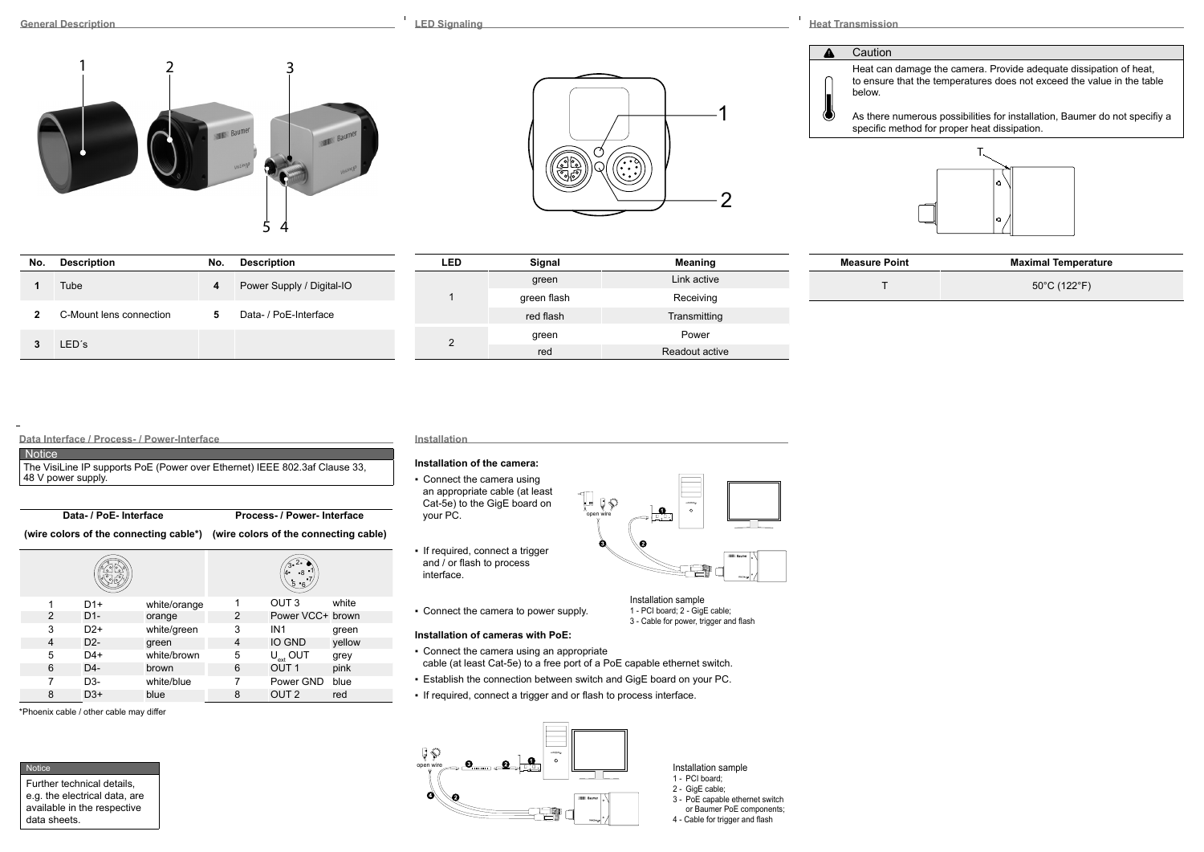## General Description

| No. | Description | No. | Description |
|---|---|---|---|
| 1 | Tube | 4 | Power Supply / Digital-IO |
| 2 | C-Mount lens connection | 5 | Data- / PoE-Interface |
| 3 | LED´s | | |

## LED Signaling

| LED | Signal | Meaning |
|---|---|---|
| 1 | green | Link active |
| | green flash | Receiving |
| | red flash | Transmitting |
| 2 | green | Power |
| | red | Readout active |

## Heat Transmission

**Caution**

Heat can damage the camera. Provide adequate dissipation of heat, to ensure that the temperatures does not exceed the value in the table below.

As there numerous possibilities for installation, Baumer do not specifiy a specific method for proper heat dissipation.

| Measure Point | Maximal Temperature |
|---|---|
| T | 50°C (122°F) |

## Data Interface / Process- / Power-Interface

**Notice**

The VisiLine IP supports PoE (Power over Ethernet) IEEE 802.3af Clause 33, 48 V power supply.

| Data- / PoE- Interface (wire colors of the connecting cable*) | | | Process- / Power- Interface (wire colors of the connecting cable) | | |
|---|---|---|---|---|---|
| 1 | D1+ | white/orange | 1 | OUT 3 | white |
| 2 | D1- | orange | 2 | Power VCC+ | brown |
| 3 | D2+ | white/green | 3 | IN1 | green |
| 4 | D2- | green | 4 | IO GND | yellow |
| 5 | D4+ | white/brown | 5 | $U_{ext}$ OUT | grey |
| 6 | D4- | brown | 6 | OUT 1 | pink |
| 7 | D3- | white/blue | 7 | Power GND | blue |
| 8 | D3+ | blue | 8 | OUT 2 | red |

*Phoenix cable / other cable may differ

**Notice**

Further technical details, e.g. the electrical data, are available in the respective data sheets.

## Installation

**Installation of the camera:**

- Connect the camera using an appropriate cable (at least Cat-5e) to the GigE board on your PC.
- If required, connect a trigger and / or flash to process interface.
- Connect the camera to power supply.

Installation sample
1 - PCI board; 2 - GigE cable;
3 - Cable for power, trigger and flash

**Installation of cameras with PoE:**

- Connect the camera using an appropriate cable (at least Cat-5e) to a free port of a PoE capable ethernet switch.
- Establish the connection between switch and GigE board on your PC.
- If required, connect a trigger and or flash to process interface.

Installation sample
1 - PCI board;
2 - GigE cable;
3 - PoE capable ethernet switch or Baumer PoE components;
4 - Cable for trigger and flash